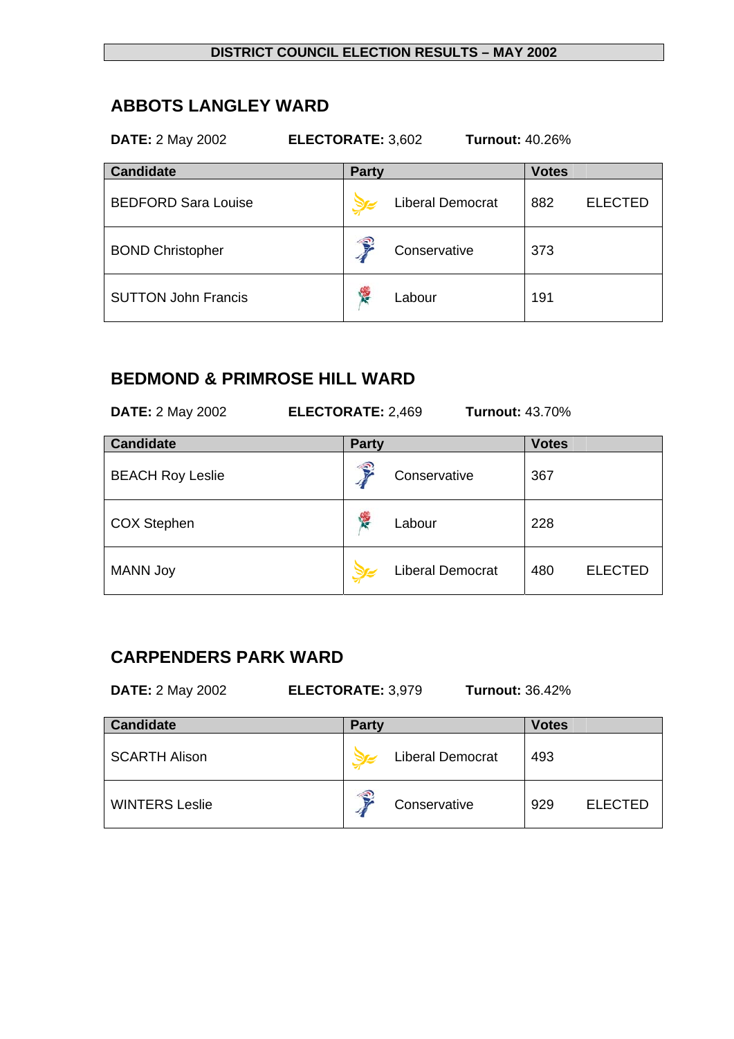# DISTRICT COUNCIL ELECTION RESULTS – MAY 2002

## ABBOTS LANGLEY WARD

**DATE:** 2 May 2002 **ELECTORATE:** 3,602 **Turnout:** 40.26%

| Candidate | Party | Votes | |
|---|---|---|---|
| BEDFORD Sara Louise | Liberal Democrat | 882 | ELECTED |
| BOND Christopher | Conservative | 373 | |
| SUTTON John Francis | Labour | 191 | |

## BEDMOND & PRIMROSE HILL WARD

**DATE:** 2 May 2002 **ELECTORATE:** 2,469 **Turnout:** 43.70%

| Candidate | Party | Votes | |
|---|---|---|---|
| BEACH Roy Leslie | Conservative | 367 | |
| COX Stephen | Labour | 228 | |
| MANN Joy | Liberal Democrat | 480 | ELECTED |

## CARPENDERS PARK WARD

**DATE:** 2 May 2002 **ELECTORATE:** 3,979 **Turnout:** 36.42%

| Candidate | Party | Votes | |
|---|---|---|---|
| SCARTH Alison | Liberal Democrat | 493 | |
| WINTERS Leslie | Conservative | 929 | ELECTED |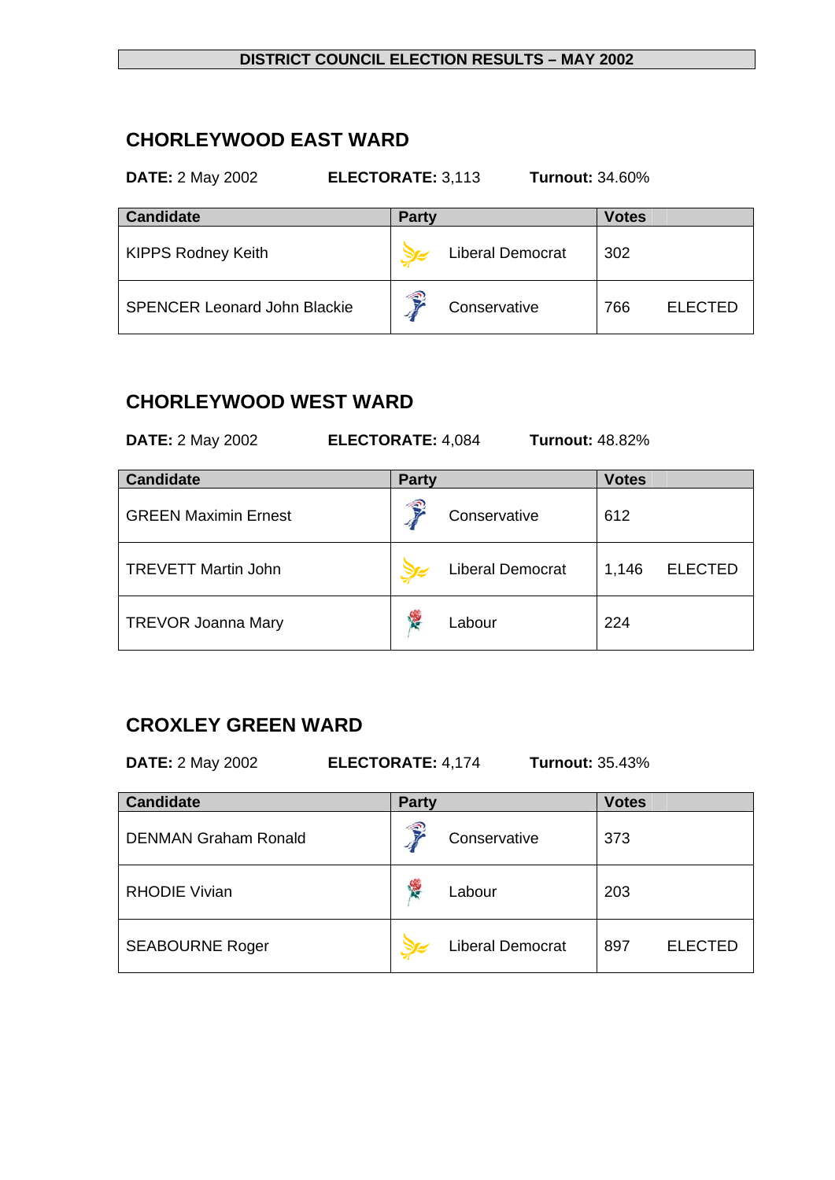**DISTRICT COUNCIL ELECTION RESULTS – MAY 2002**

## CHORLEYWOOD EAST WARD

**DATE:** 2 May 2002 **ELECTORATE:** 3,113 **Turnout:** 34.60%

| Candidate | Party | Votes | |
|---|---|---|---|
| KIPPS Rodney Keith | Liberal Democrat | 302 | |
| SPENCER Leonard John Blackie | Conservative | 766 | ELECTED |

## CHORLEYWOOD WEST WARD

**DATE:** 2 May 2002 **ELECTORATE:** 4,084 **Turnout:** 48.82%

| Candidate | Party | Votes | |
|---|---|---|---|
| GREEN Maximin Ernest | Conservative | 612 | |
| TREVETT Martin John | Liberal Democrat | 1,146 | ELECTED |
| TREVOR Joanna Mary | Labour | 224 | |

## CROXLEY GREEN WARD

**DATE:** 2 May 2002 **ELECTORATE:** 4,174 **Turnout:** 35.43%

| Candidate | Party | Votes | |
|---|---|---|---|
| DENMAN Graham Ronald | Conservative | 373 | |
| RHODIE Vivian | Labour | 203 | |
| SEABOURNE Roger | Liberal Democrat | 897 | ELECTED |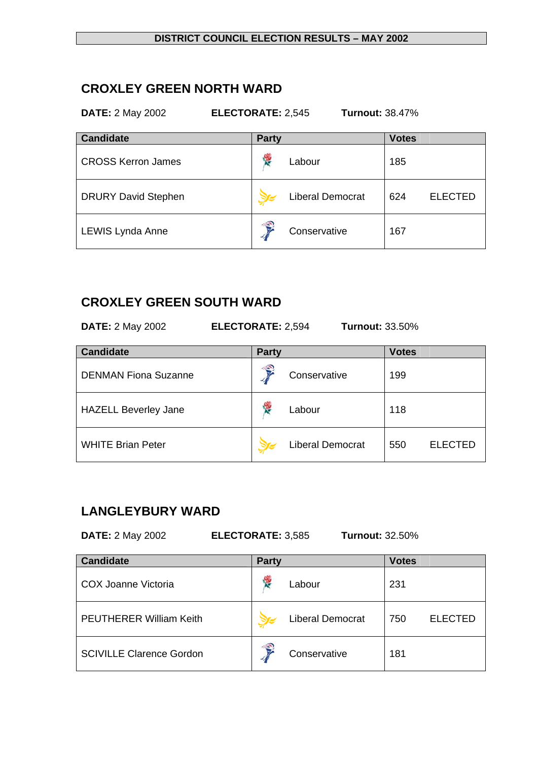**DISTRICT COUNCIL ELECTION RESULTS – MAY 2002**

## CROXLEY GREEN NORTH WARD

**DATE:** 2 May 2002 **ELECTORATE:** 2,545 **Turnout:** 38.47%

| Candidate | Party | Votes | |
|---|---|---|---|
| CROSS Kerron James | Labour | 185 | |
| DRURY David Stephen | Liberal Democrat | 624 | ELECTED |
| LEWIS Lynda Anne | Conservative | 167 | |

## CROXLEY GREEN SOUTH WARD

**DATE:** 2 May 2002 **ELECTORATE:** 2,594 **Turnout:** 33.50%

| Candidate | Party | Votes | |
|---|---|---|---|
| DENMAN Fiona Suzanne | Conservative | 199 | |
| HAZELL Beverley Jane | Labour | 118 | |
| WHITE Brian Peter | Liberal Democrat | 550 | ELECTED |

## LANGLEYBURY WARD

**DATE:** 2 May 2002 **ELECTORATE:** 3,585 **Turnout:** 32.50%

| Candidate | Party | Votes | |
|---|---|---|---|
| COX Joanne Victoria | Labour | 231 | |
| PEUTHERER William Keith | Liberal Democrat | 750 | ELECTED |
| SCIVILLE Clarence Gordon | Conservative | 181 | |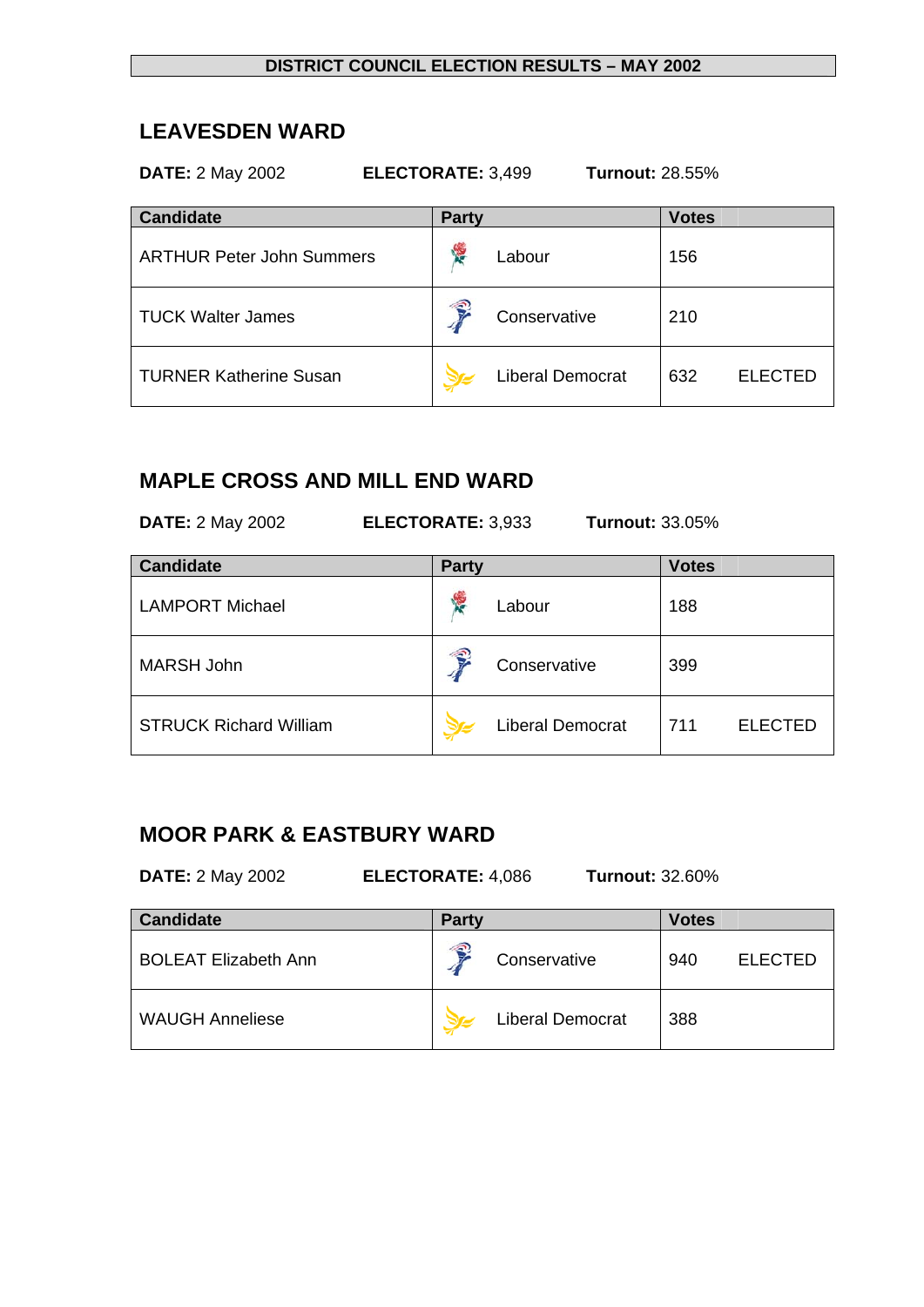**DISTRICT COUNCIL ELECTION RESULTS – MAY 2002**

## LEAVESDEN WARD

**DATE:** 2 May 2002 **ELECTORATE:** 3,499 **Turnout:** 28.55%

| Candidate | Party | Votes | |
|---|---|---|---|
| ARTHUR Peter John Summers | Labour | 156 | |
| TUCK Walter James | Conservative | 210 | |
| TURNER Katherine Susan | Liberal Democrat | 632 | ELECTED |

## MAPLE CROSS AND MILL END WARD

**DATE:** 2 May 2002 **ELECTORATE:** 3,933 **Turnout:** 33.05%

| Candidate | Party | Votes | |
|---|---|---|---|
| LAMPORT Michael | Labour | 188 | |
| MARSH John | Conservative | 399 | |
| STRUCK Richard William | Liberal Democrat | 711 | ELECTED |

## MOOR PARK & EASTBURY WARD

**DATE:** 2 May 2002 **ELECTORATE:** 4,086 **Turnout:** 32.60%

| Candidate | Party | Votes | |
|---|---|---|---|
| BOLEAT Elizabeth Ann | Conservative | 940 | ELECTED |
| WAUGH Anneliese | Liberal Democrat | 388 | |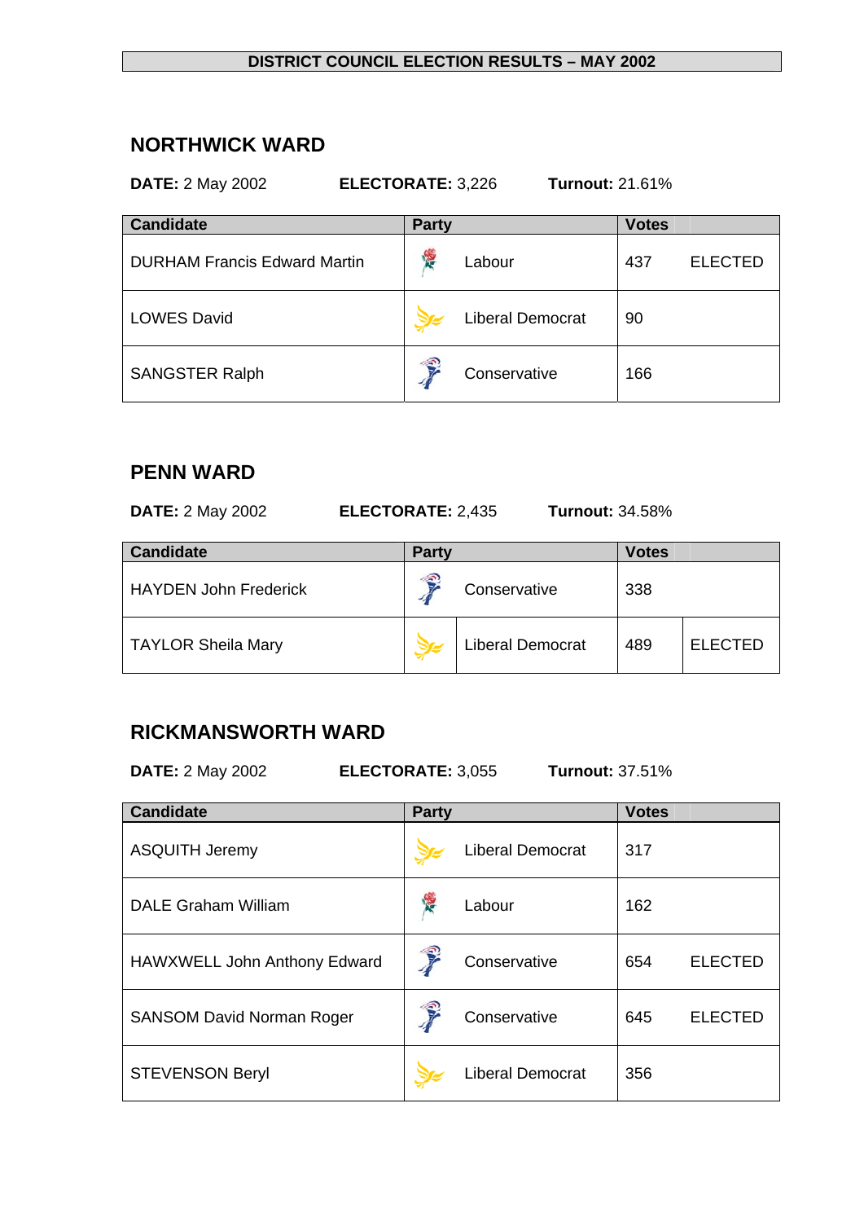**DISTRICT COUNCIL ELECTION RESULTS – MAY 2002**

## NORTHWICK WARD

**DATE:** 2 May 2002 **ELECTORATE:** 3,226 **Turnout:** 21.61%

| Candidate | Party | Votes | |
|---|---|---|---|
| DURHAM Francis Edward Martin | Labour | 437 | ELECTED |
| LOWES David | Liberal Democrat | 90 | |
| SANGSTER Ralph | Conservative | 166 | |

## PENN WARD

**DATE:** 2 May 2002 **ELECTORATE:** 2,435 **Turnout:** 34.58%

| Candidate | Party | Votes | |
|---|---|---|---|
| HAYDEN John Frederick | Conservative | 338 | |
| TAYLOR Sheila Mary | Liberal Democrat | 489 | ELECTED |

## RICKMANSWORTH WARD

**DATE:** 2 May 2002 **ELECTORATE:** 3,055 **Turnout:** 37.51%

| Candidate | Party | Votes | |
|---|---|---|---|
| ASQUITH Jeremy | Liberal Democrat | 317 | |
| DALE Graham William | Labour | 162 | |
| HAWXWELL John Anthony Edward | Conservative | 654 | ELECTED |
| SANSOM David Norman Roger | Conservative | 645 | ELECTED |
| STEVENSON Beryl | Liberal Democrat | 356 | |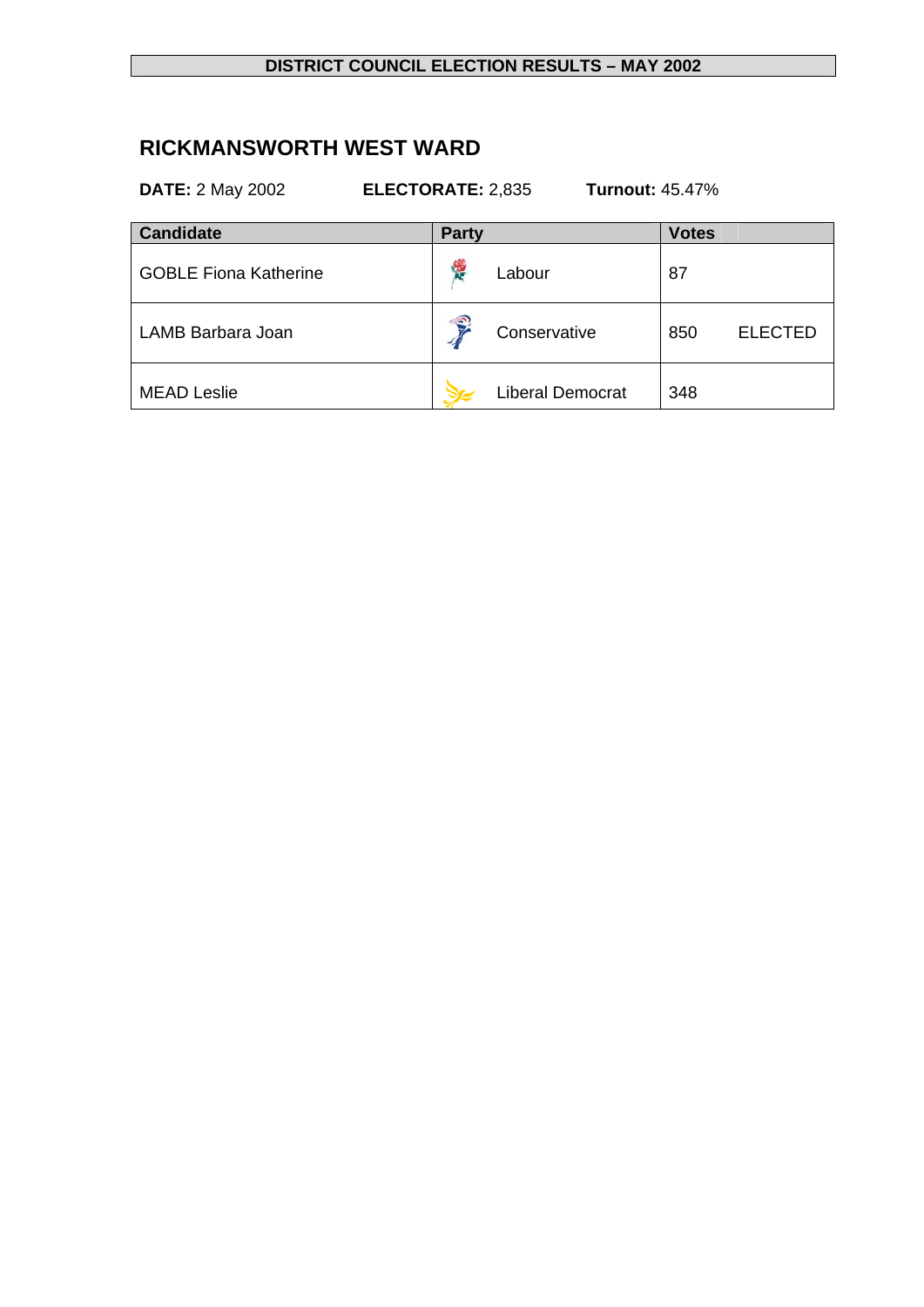**DISTRICT COUNCIL ELECTION RESULTS – MAY 2002**

## RICKMANSWORTH WEST WARD

**DATE:** 2 May 2002 **ELECTORATE:** 2,835 **Turnout:** 45.47%

| Candidate | Party | Votes | |
|---|---|---|---|
| GOBLE Fiona Katherine | Labour | 87 | |
| LAMB Barbara Joan | Conservative | 850 | ELECTED |
| MEAD Leslie | Liberal Democrat | 348 | |